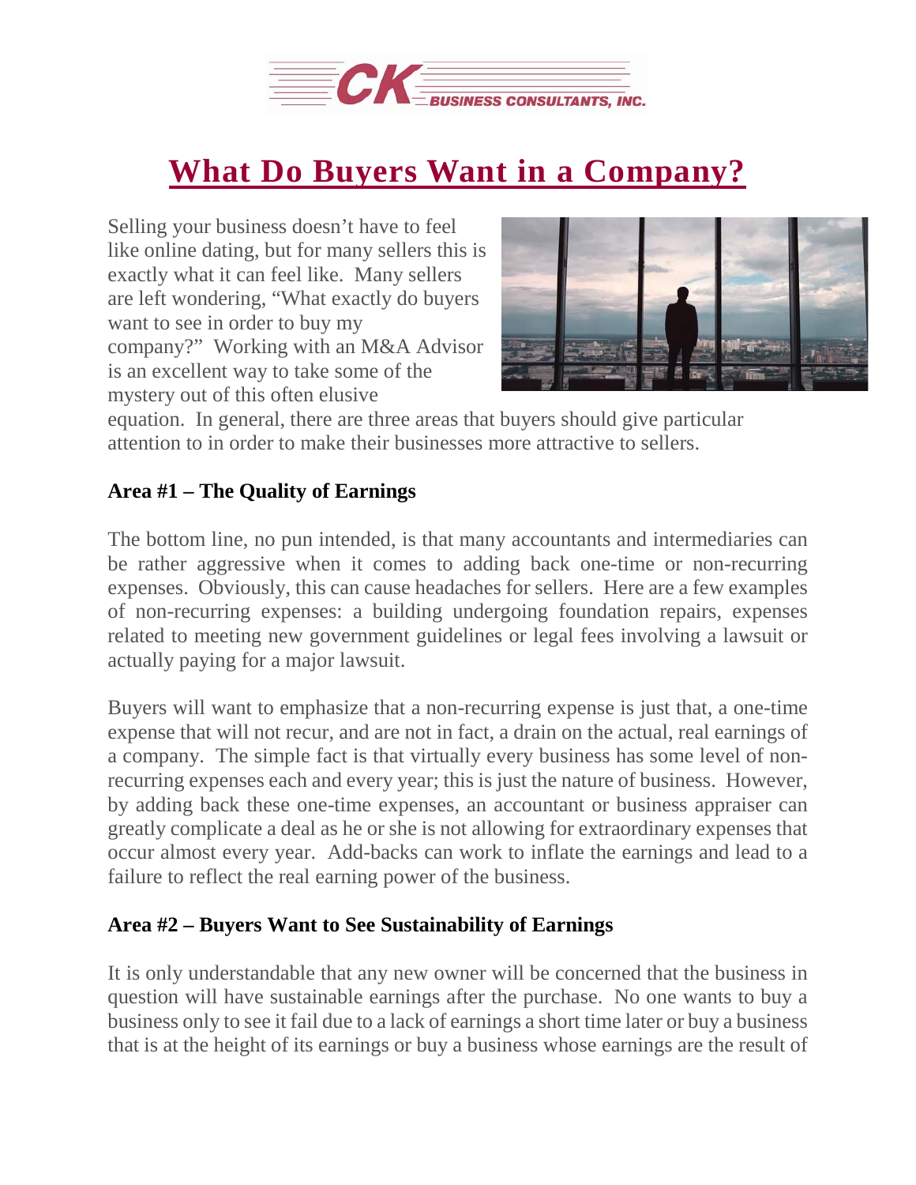# What Do Buyers Want in a Company?

Selling your business doesn't have to feel like online dating, but for many sellers this is exactly what it can feel like. Many sellers are left wondering, "What exactly do buyers want to see in order to buy my company?" Working with an M&A Advisor is an excellent way to take some of the mystery out of this often elusive equation. In general, there are three areas that buyers should give particular attention to in order to make their businesses more attractive to sellers.

### Area #1 – The Quality of Earnings

The bottom line, no pun intended, is that many accountants and intermediaries can be rather aggressive when it comes to adding back one-time or non-recurring expenses. Obviously, this can cause headaches for sellers. Here are a few examples of non-recurring expenses: a building undergoing foundation repairs, expenses related to meeting new government guidelines or legal fees involving a lawsuit or actually paying for a major lawsuit.

Buyers will want to emphasize that a non-recurring expense is just that, a one-time expense that will not recur, and are not in fact, a drain on the actual, real earnings of a company. The simple fact is that virtually every business has some level of non-recurring expenses each and every year; this is just the nature of business. However, by adding back these one-time expenses, an accountant or business appraiser can greatly complicate a deal as he or she is not allowing for extraordinary expenses that occur almost every year. Add-backs can work to inflate the earnings and lead to a failure to reflect the real earning power of the business.

### Area #2 – Buyers Want to See Sustainability of Earnings

It is only understandable that any new owner will be concerned that the business in question will have sustainable earnings after the purchase. No one wants to buy a business only to see it fail due to a lack of earnings a short time later or buy a business that is at the height of its earnings or buy a business whose earnings are the result of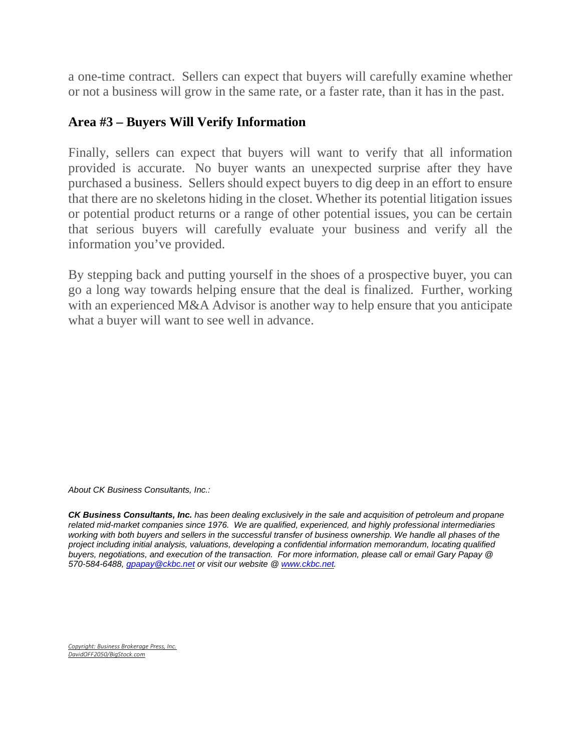a one-time contract. Sellers can expect that buyers will carefully examine whether or not a business will grow in the same rate, or a faster rate, than it has in the past.

## Area #3 – Buyers Will Verify Information

Finally, sellers can expect that buyers will want to verify that all information provided is accurate. No buyer wants an unexpected surprise after they have purchased a business. Sellers should expect buyers to dig deep in an effort to ensure that there are no skeletons hiding in the closet. Whether its potential litigation issues or potential product returns or a range of other potential issues, you can be certain that serious buyers will carefully evaluate your business and verify all the information you've provided.

By stepping back and putting yourself in the shoes of a prospective buyer, you can go a long way towards helping ensure that the deal is finalized. Further, working with an experienced M&A Advisor is another way to help ensure that you anticipate what a buyer will want to see well in advance.

*About CK Business Consultants, Inc.:*

***CK Business Consultants, Inc.*** *has been dealing exclusively in the sale and acquisition of petroleum and propane related mid-market companies since 1976. We are qualified, experienced, and highly professional intermediaries working with both buyers and sellers in the successful transfer of business ownership. We handle all phases of the project including initial analysis, valuations, developing a confidential information memorandum, locating qualified buyers, negotiations, and execution of the transaction. For more information, please call or email Gary Papay @ 570-584-6488, [gpapay@ckbc.net](mailto:gpapay@ckbc.net) or visit our website @ [www.ckbc.net](http://www.ckbc.net).*

*Copyright: Business Brokerage Press, Inc.*
*DavidOFF2050/BigStock.com*